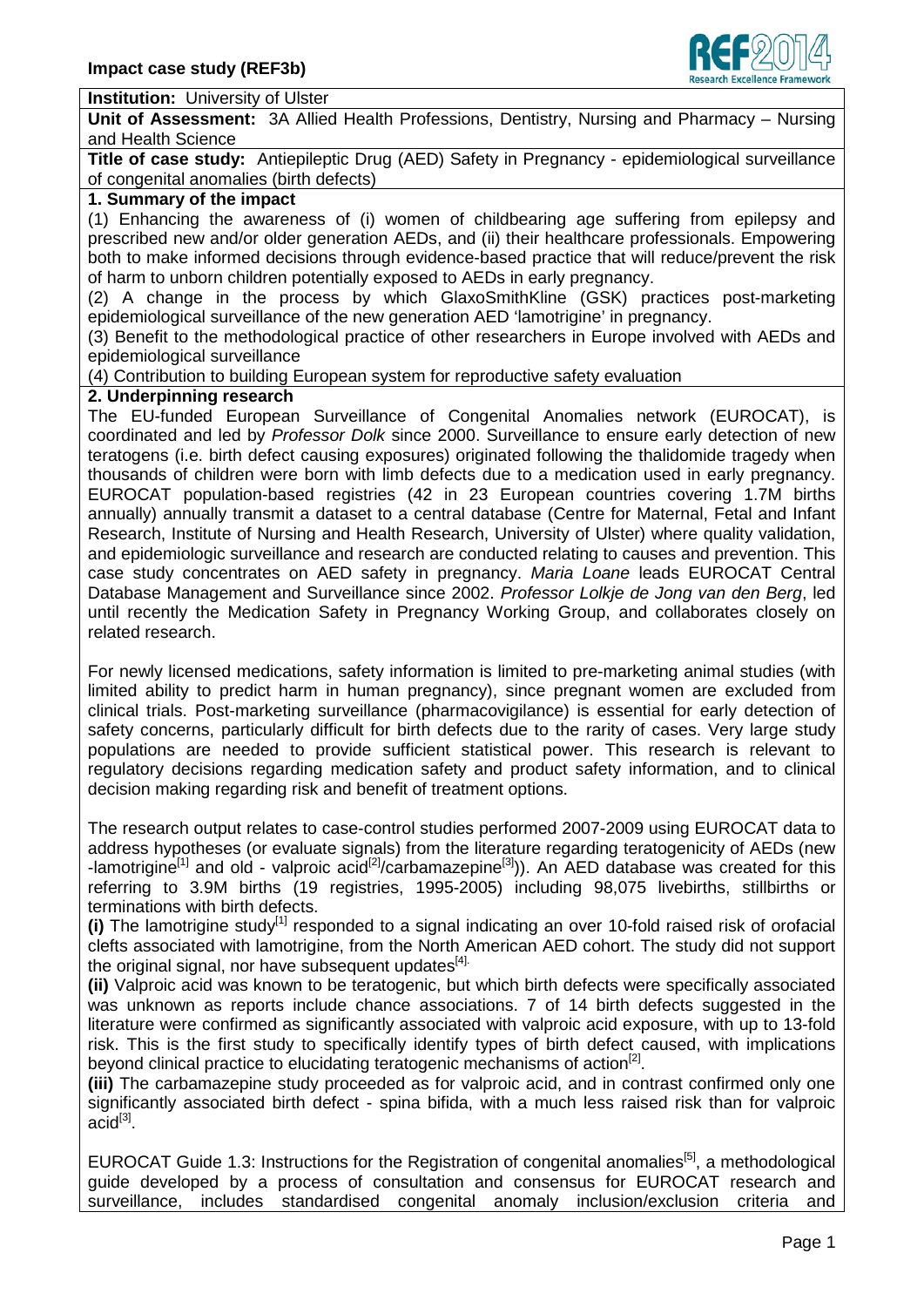**Impact case study (REF3b)**

**Institution:** University of Ulster

**Unit of Assessment:** 3A Allied Health Professions, Dentistry, Nursing and Pharmacy – Nursing and Health Science

**Title of case study:** Antiepileptic Drug (AED) Safety in Pregnancy - epidemiological surveillance of congenital anomalies (birth defects)

## 1. Summary of the impact

(1) Enhancing the awareness of (i) women of childbearing age suffering from epilepsy and prescribed new and/or older generation AEDs, and (ii) their healthcare professionals. Empowering both to make informed decisions through evidence-based practice that will reduce/prevent the risk of harm to unborn children potentially exposed to AEDs in early pregnancy.

(2) A change in the process by which GlaxoSmithKline (GSK) practices post-marketing epidemiological surveillance of the new generation AED 'lamotrigine' in pregnancy.

(3) Benefit to the methodological practice of other researchers in Europe involved with AEDs and epidemiological surveillance

(4) Contribution to building European system for reproductive safety evaluation

## 2. Underpinning research

The EU-funded European Surveillance of Congenital Anomalies network (EUROCAT), is coordinated and led by *Professor Dolk* since 2000. Surveillance to ensure early detection of new teratogens (i.e. birth defect causing exposures) originated following the thalidomide tragedy when thousands of children were born with limb defects due to a medication used in early pregnancy. EUROCAT population-based registries (42 in 23 European countries covering 1.7M births annually) annually transmit a dataset to a central database (Centre for Maternal, Fetal and Infant Research, Institute of Nursing and Health Research, University of Ulster) where quality validation, and epidemiologic surveillance and research are conducted relating to causes and prevention. This case study concentrates on AED safety in pregnancy. *Maria Loane* leads EUROCAT Central Database Management and Surveillance since 2002. *Professor Lolkje de Jong van den Berg*, led until recently the Medication Safety in Pregnancy Working Group, and collaborates closely on related research.

For newly licensed medications, safety information is limited to pre-marketing animal studies (with limited ability to predict harm in human pregnancy), since pregnant women are excluded from clinical trials. Post-marketing surveillance (pharmacovigilance) is essential for early detection of safety concerns, particularly difficult for birth defects due to the rarity of cases. Very large study populations are needed to provide sufficient statistical power. This research is relevant to regulatory decisions regarding medication safety and product safety information, and to clinical decision making regarding risk and benefit of treatment options.

The research output relates to case-control studies performed 2007-2009 using EUROCAT data to address hypotheses (or evaluate signals) from the literature regarding teratogenicity of AEDs (new -lamotrigine[1] and old - valproic acid[2]/carbamazepine[3])). An AED database was created for this referring to 3.9M births (19 registries, 1995-2005) including 98,075 livebirths, stillbirths or terminations with birth defects.

**(i)** The lamotrigine study[1] responded to a signal indicating an over 10-fold raised risk of orofacial clefts associated with lamotrigine, from the North American AED cohort. The study did not support the original signal, nor have subsequent updates[4].

**(ii)** Valproic acid was known to be teratogenic, but which birth defects were specifically associated was unknown as reports include chance associations. 7 of 14 birth defects suggested in the literature were confirmed as significantly associated with valproic acid exposure, with up to 13-fold risk. This is the first study to specifically identify types of birth defect caused, with implications beyond clinical practice to elucidating teratogenic mechanisms of action[2].

**(iii)** The carbamazepine study proceeded as for valproic acid, and in contrast confirmed only one significantly associated birth defect - spina bifida, with a much less raised risk than for valproic acid[3].

EUROCAT Guide 1.3: Instructions for the Registration of congenital anomalies[5], a methodological guide developed by a process of consultation and consensus for EUROCAT research and surveillance, includes standardised congenital anomaly inclusion/exclusion criteria and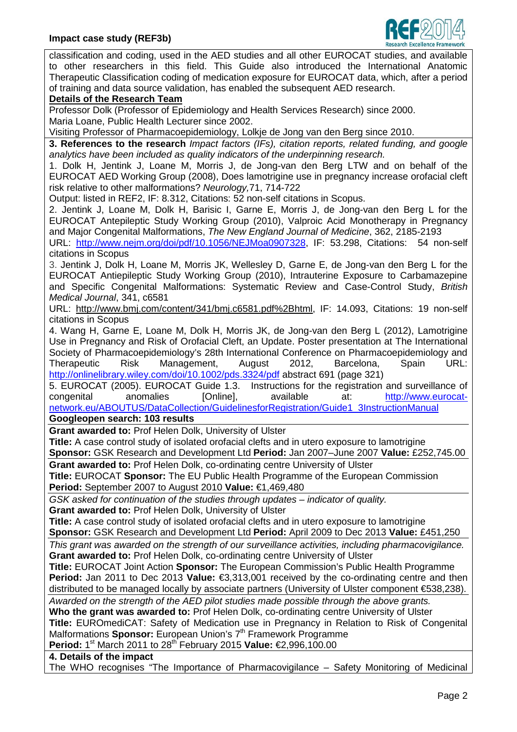classification and coding, used in the AED studies and all other EUROCAT studies, and available to other researchers in this field. This Guide also introduced the International Anatomic Therapeutic Classification coding of medication exposure for EUROCAT data, which, after a period of training and data source validation, has enabled the subsequent AED research.

**Details of the Research Team**

Professor Dolk (Professor of Epidemiology and Health Services Research) since 2000.
Maria Loane, Public Health Lecturer since 2002.
Visiting Professor of Pharmacoepidemiology, Lolkje de Jong van den Berg since 2010.

**3. References to the research** *Impact factors (IFs), citation reports, related funding, and google analytics have been included as quality indicators of the underpinning research.*

1. Dolk H, Jentink J, Loane M, Morris J, de Jong-van den Berg LTW and on behalf of the EUROCAT AED Working Group (2008), Does lamotrigine use in pregnancy increase orofacial cleft risk relative to other malformations? *Neurology,*71, 714-722
Output: listed in REF2, IF: 8.312, Citations: 52 non-self citations in Scopus.

2. Jentink J, Loane M, Dolk H, Barisic I, Garne E, Morris J, de Jong-van den Berg L for the EUROCAT Antepileptic Study Working Group (2010), Valproic Acid Monotherapy in Pregnancy and Major Congenital Malformations, *The New England Journal of Medicine*, 362, 2185-2193
URL: http://www.nejm.org/doi/pdf/10.1056/NEJMoa0907328, IF: 53.298, Citations: 54 non-self citations in Scopus

3. Jentink J, Dolk H, Loane M, Morris JK, Wellesley D, Garne E, de Jong-van den Berg L for the EUROCAT Antiepileptic Study Working Group (2010), Intrauterine Exposure to Carbamazepine and Specific Congenital Malformations: Systematic Review and Case-Control Study, *British Medical Journal*, 341, c6581
URL: http://www.bmj.com/content/341/bmj.c6581.pdf%2Bhtml, IF: 14.093, Citations: 19 non-self citations in Scopus

4. Wang H, Garne E, Loane M, Dolk H, Morris JK, de Jong-van den Berg L (2012), Lamotrigine Use in Pregnancy and Risk of Orofacial Cleft, an Update. Poster presentation at The International Society of Pharmacoepidemiology's 28th International Conference on Pharmacoepidemiology and Therapeutic Risk Management, August 2012, Barcelona, Spain URL: http://onlinelibrary.wiley.com/doi/10.1002/pds.3324/pdf abstract 691 (page 321)

5. EUROCAT (2005). EUROCAT Guide 1.3. Instructions for the registration and surveillance of congenital anomalies [Online], available at: http://www.eurocat-network.eu/ABOUTUS/DataCollection/GuidelinesforRegistration/Guide1_3InstructionManual

**Googleopen search: 103 results**

**Grant awarded to:** Prof Helen Dolk, University of Ulster
**Title:** A case control study of isolated orofacial clefts and in utero exposure to lamotrigine
**Sponsor:** GSK Research and Development Ltd **Period:** Jan 2007–June 2007 **Value:** £252,745.00

**Grant awarded to:** Prof Helen Dolk, co-ordinating centre University of Ulster
**Title:** EUROCAT **Sponsor:** The EU Public Health Programme of the European Commission
**Period:** September 2007 to August 2010 **Value:** €1,469,480

*GSK asked for continuation of the studies through updates – indicator of quality.*
**Grant awarded to:** Prof Helen Dolk, University of Ulster
**Title:** A case control study of isolated orofacial clefts and in utero exposure to lamotrigine
**Sponsor:** GSK Research and Development Ltd **Period:** April 2009 to Dec 2013 **Value:** £451,250

*This grant was awarded on the strength of our surveillance activities, including pharmacovigilance.*
**Grant awarded to:** Prof Helen Dolk, co-ordinating centre University of Ulster
**Title:** EUROCAT Joint Action **Sponsor:** The European Commission's Public Health Programme
**Period:** Jan 2011 to Dec 2013 **Value:** €3,313,001 received by the co-ordinating centre and then distributed to be managed locally by associate partners (University of Ulster component €538,238).

*Awarded on the strength of the AED pilot studies made possible through the above grants.*
**Who the grant was awarded to:** Prof Helen Dolk, co-ordinating centre University of Ulster
**Title:** EUROmediCAT: Safety of Medication use in Pregnancy in Relation to Risk of Congenital Malformations **Sponsor:** European Union's 7th Framework Programme
**Period:** 1st March 2011 to 28th February 2015 **Value:** €2,996,100.00

**4. Details of the impact**

The WHO recognises "The Importance of Pharmacovigilance – Safety Monitoring of Medicinal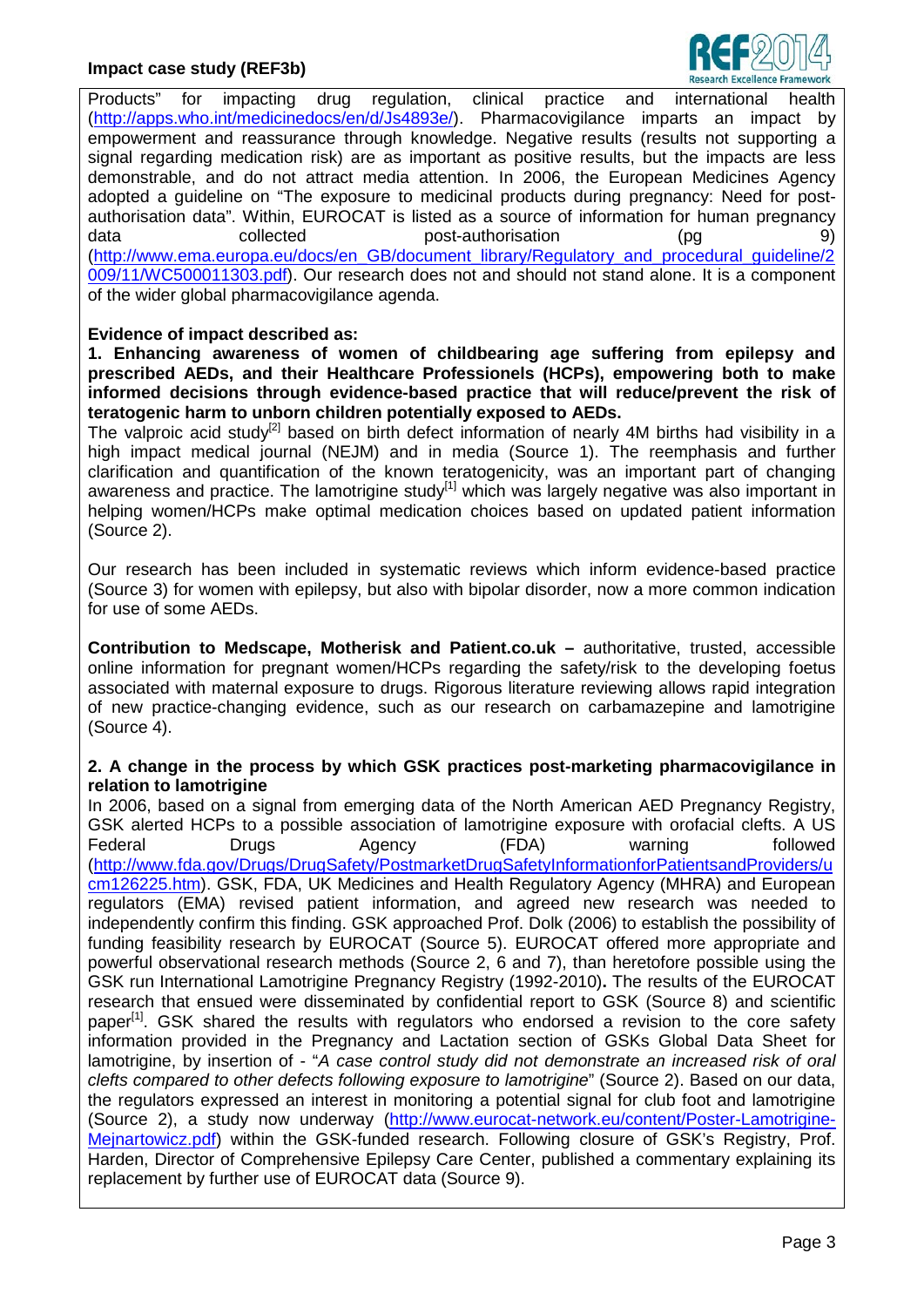Products" for impacting drug regulation, clinical practice and international health (http://apps.who.int/medicinedocs/en/d/Js4893e/). Pharmacovigilance imparts an impact by empowerment and reassurance through knowledge. Negative results (results not supporting a signal regarding medication risk) are as important as positive results, but the impacts are less demonstrable, and do not attract media attention. In 2006, the European Medicines Agency adopted a guideline on "The exposure to medicinal products during pregnancy: Need for post-authorisation data". Within, EUROCAT is listed as a source of information for human pregnancy data collected post-authorisation (pg 9) (http://www.ema.europa.eu/docs/en_GB/document_library/Regulatory_and_procedural_guideline/2009/11/WC500011303.pdf). Our research does not and should not stand alone. It is a component of the wider global pharmacovigilance agenda.

**Evidence of impact described as:**

**1. Enhancing awareness of women of childbearing age suffering from epilepsy and prescribed AEDs, and their Healthcare Professionels (HCPs), empowering both to make informed decisions through evidence-based practice that will reduce/prevent the risk of teratogenic harm to unborn children potentially exposed to AEDs.**

The valproic acid study[2] based on birth defect information of nearly 4M births had visibility in a high impact medical journal (NEJM) and in media (Source 1). The reemphasis and further clarification and quantification of the known teratogenicity, was an important part of changing awareness and practice. The lamotrigine study[1] which was largely negative was also important in helping women/HCPs make optimal medication choices based on updated patient information (Source 2).

Our research has been included in systematic reviews which inform evidence-based practice (Source 3) for women with epilepsy, but also with bipolar disorder, now a more common indication for use of some AEDs.

**Contribution to Medscape, Motherisk and Patient.co.uk –** authoritative, trusted, accessible online information for pregnant women/HCPs regarding the safety/risk to the developing foetus associated with maternal exposure to drugs. Rigorous literature reviewing allows rapid integration of new practice-changing evidence, such as our research on carbamazepine and lamotrigine (Source 4).

**2. A change in the process by which GSK practices post-marketing pharmacovigilance in relation to lamotrigine**

In 2006, based on a signal from emerging data of the North American AED Pregnancy Registry, GSK alerted HCPs to a possible association of lamotrigine exposure with orofacial clefts. A US Federal Drugs Agency (FDA) warning followed (http://www.fda.gov/Drugs/DrugSafety/PostmarketDrugSafetyInformationforPatientsandProviders/ucm126225.htm). GSK, FDA, UK Medicines and Health Regulatory Agency (MHRA) and European regulators (EMA) revised patient information, and agreed new research was needed to independently confirm this finding. GSK approached Prof. Dolk (2006) to establish the possibility of funding feasibility research by EUROCAT (Source 5). EUROCAT offered more appropriate and powerful observational research methods (Source 2, 6 and 7), than heretofore possible using the GSK run International Lamotrigine Pregnancy Registry (1992-2010)**.** The results of the EUROCAT research that ensued were disseminated by confidential report to GSK (Source 8) and scientific paper[1]. GSK shared the results with regulators who endorsed a revision to the core safety information provided in the Pregnancy and Lactation section of GSKs Global Data Sheet for lamotrigine, by insertion of - "*A case control study did not demonstrate an increased risk of oral clefts compared to other defects following exposure to lamotrigine*" (Source 2). Based on our data, the regulators expressed an interest in monitoring a potential signal for club foot and lamotrigine (Source 2), a study now underway (http://www.eurocat-network.eu/content/Poster-Lamotrigine-Mejnartowicz.pdf) within the GSK-funded research. Following closure of GSK's Registry, Prof. Harden, Director of Comprehensive Epilepsy Care Center, published a commentary explaining its replacement by further use of EUROCAT data (Source 9).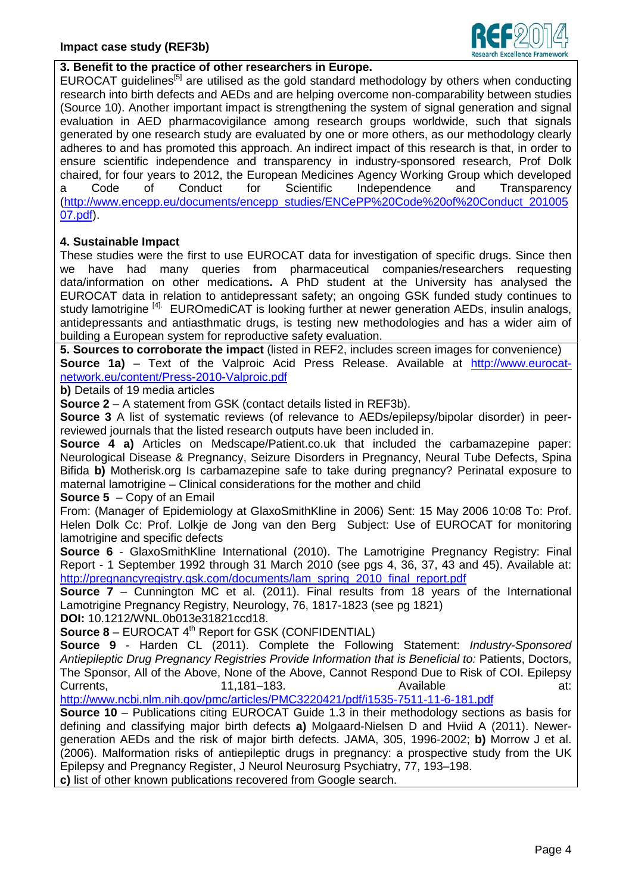**3. Benefit to the practice of other researchers in Europe.**

EUROCAT guidelines[5] are utilised as the gold standard methodology by others when conducting research into birth defects and AEDs and are helping overcome non-comparability between studies (Source 10). Another important impact is strengthening the system of signal generation and signal evaluation in AED pharmacovigilance among research groups worldwide, such that signals generated by one research study are evaluated by one or more others, as our methodology clearly adheres to and has promoted this approach. An indirect impact of this research is that, in order to ensure scientific independence and transparency in industry-sponsored research, Prof Dolk chaired, for four years to 2012, the European Medicines Agency Working Group which developed a Code of Conduct for Scientific Independence and Transparency (http://www.encepp.eu/documents/encepp_studies/ENCePP%20Code%20of%20Conduct_20100507.pdf).

**4. Sustainable Impact**

These studies were the first to use EUROCAT data for investigation of specific drugs. Since then we have had many queries from pharmaceutical companies/researchers requesting data/information on other medications**.** A PhD student at the University has analysed the EUROCAT data in relation to antidepressant safety; an ongoing GSK funded study continues to study lamotrigine [4]. EUROmediCAT is looking further at newer generation AEDs, insulin analogs, antidepressants and antiasthmatic drugs, is testing new methodologies and has a wider aim of building a European system for reproductive safety evaluation.

**5. Sources to corroborate the impact** (listed in REF2, includes screen images for convenience)

**Source 1a)** – Text of the Valproic Acid Press Release. Available at http://www.eurocat-network.eu/content/Press-2010-Valproic.pdf

**b)** Details of 19 media articles

**Source 2** – A statement from GSK (contact details listed in REF3b).

**Source 3** A list of systematic reviews (of relevance to AEDs/epilepsy/bipolar disorder) in peer-reviewed journals that the listed research outputs have been included in.

**Source 4 a)** Articles on Medscape/Patient.co.uk that included the carbamazepine paper: Neurological Disease & Pregnancy, Seizure Disorders in Pregnancy, Neural Tube Defects, Spina Bifida **b)** Motherisk.org Is carbamazepine safe to take during pregnancy? Perinatal exposure to maternal lamotrigine – Clinical considerations for the mother and child

**Source 5** – Copy of an Email

From: (Manager of Epidemiology at GlaxoSmithKline in 2006) Sent: 15 May 2006 10:08 To: Prof. Helen Dolk Cc: Prof. Lolkje de Jong van den Berg Subject: Use of EUROCAT for monitoring lamotrigine and specific defects

**Source 6** - GlaxoSmithKline International (2010). The Lamotrigine Pregnancy Registry: Final Report - 1 September 1992 through 31 March 2010 (see pgs 4, 36, 37, 43 and 45). Available at: http://pregnancyregistry.gsk.com/documents/lam_spring_2010_final_report.pdf

**Source 7** – Cunnington MC et al. (2011). Final results from 18 years of the International Lamotrigine Pregnancy Registry, Neurology, 76, 1817-1823 (see pg 1821)

**DOI:** 10.1212/WNL.0b013e31821ccd18.

**Source 8** – EUROCAT 4th Report for GSK (CONFIDENTIAL)

**Source 9** - Harden CL (2011). Complete the Following Statement: *Industry-Sponsored Antiepileptic Drug Pregnancy Registries Provide Information that is Beneficial to:* Patients, Doctors, The Sponsor, All of the Above, None of the Above, Cannot Respond Due to Risk of COI. Epilepsy Currents, 11,181–183. Available at: http://www.ncbi.nlm.nih.gov/pmc/articles/PMC3220421/pdf/i1535-7511-11-6-181.pdf

**Source 10** – Publications citing EUROCAT Guide 1.3 in their methodology sections as basis for defining and classifying major birth defects **a)** Molgaard-Nielsen D and Hviid A (2011). Newer-generation AEDs and the risk of major birth defects. JAMA, 305, 1996-2002; **b)** Morrow J et al. (2006). Malformation risks of antiepileptic drugs in pregnancy: a prospective study from the UK Epilepsy and Pregnancy Register, J Neurol Neurosurg Psychiatry, 77, 193–198.

**c)** list of other known publications recovered from Google search.